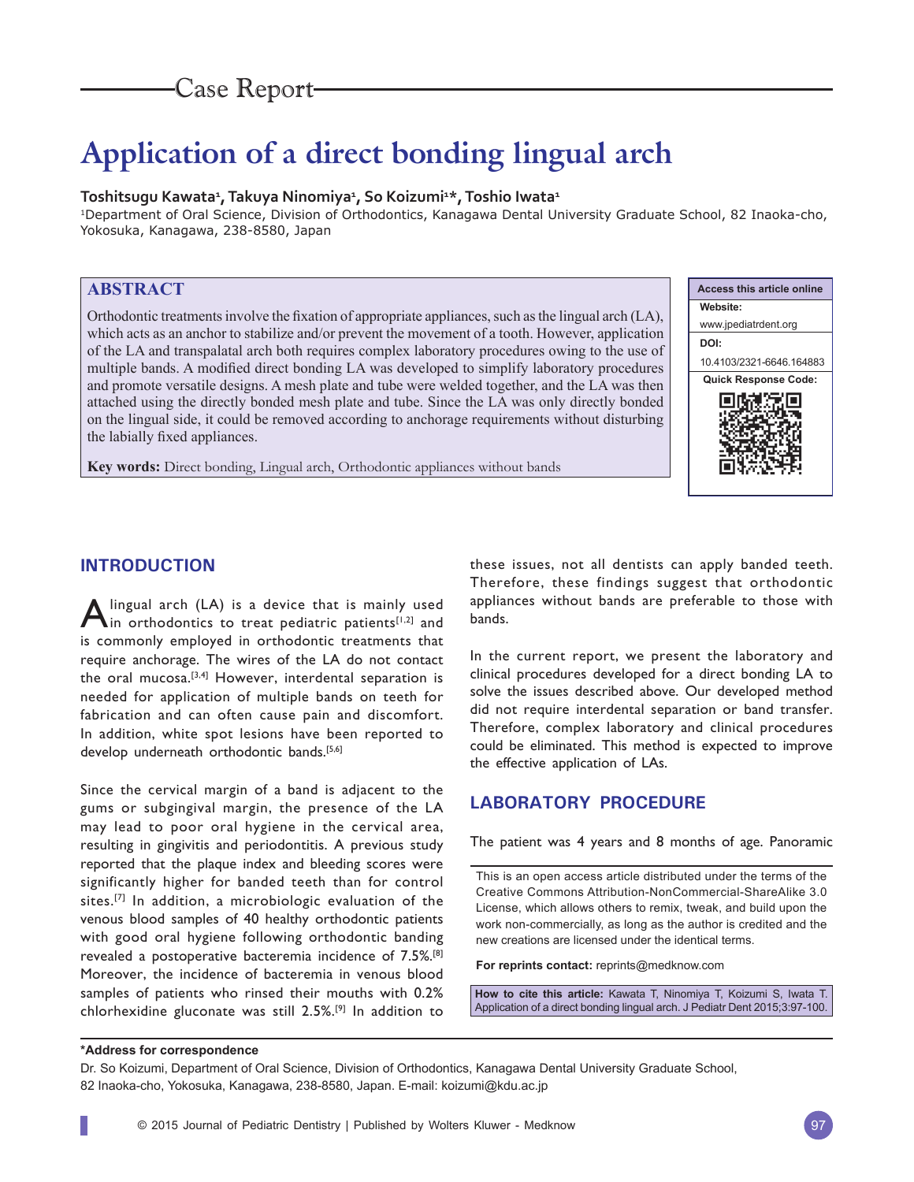Case Report

# Application of a direct bonding lingual arch

**Toshitsugu Kawata[1], Takuya Ninomiya[1], So Koizumi[1]\*, Toshio Iwata[1]**

[1]Department of Oral Science, Division of Orthodontics, Kanagawa Dental University Graduate School, 82 Inaoka-cho, Yokosuka, Kanagawa, 238-8580, Japan

## ABSTRACT

Orthodontic treatments involve the fixation of appropriate appliances, such as the lingual arch (LA), which acts as an anchor to stabilize and/or prevent the movement of a tooth. However, application of the LA and transpalatal arch both requires complex laboratory procedures owing to the use of multiple bands. A modified direct bonding LA was developed to simplify laboratory procedures and promote versatile designs. A mesh plate and tube were welded together, and the LA was then attached using the directly bonded mesh plate and tube. Since the LA was only directly bonded on the lingual side, it could be removed according to anchorage requirements without disturbing the labially fixed appliances.

**Key words:** Direct bonding, Lingual arch, Orthodontic appliances without bands

| Access this article online |
| --- |
| **Website:** www.jpediatrdent.org |
| **DOI:** 10.4103/2321-6646.164883 |
| **Quick Response Code:** |

## INTRODUCTION

A lingual arch (LA) is a device that is mainly used in orthodontics to treat pediatric patients[1,2] and is commonly employed in orthodontic treatments that require anchorage. The wires of the LA do not contact the oral mucosa.[3,4] However, interdental separation is needed for application of multiple bands on teeth for fabrication and can often cause pain and discomfort. In addition, white spot lesions have been reported to develop underneath orthodontic bands.[5,6]

Since the cervical margin of a band is adjacent to the gums or subgingival margin, the presence of the LA may lead to poor oral hygiene in the cervical area, resulting in gingivitis and periodontitis. A previous study reported that the plaque index and bleeding scores were significantly higher for banded teeth than for control sites.[7] In addition, a microbiologic evaluation of the venous blood samples of 40 healthy orthodontic patients with good oral hygiene following orthodontic banding revealed a postoperative bacteremia incidence of 7.5%.[8] Moreover, the incidence of bacteremia in venous blood samples of patients who rinsed their mouths with 0.2% chlorhexidine gluconate was still 2.5%.[9] In addition to these issues, not all dentists can apply banded teeth. Therefore, these findings suggest that orthodontic appliances without bands are preferable to those with bands.

In the current report, we present the laboratory and clinical procedures developed for a direct bonding LA to solve the issues described above. Our developed method did not require interdental separation or band transfer. Therefore, complex laboratory and clinical procedures could be eliminated. This method is expected to improve the effective application of LAs.

## LABORATORY PROCEDURE

The patient was 4 years and 8 months of age. Panoramic

This is an open access article distributed under the terms of the Creative Commons Attribution-NonCommercial-ShareAlike 3.0 License, which allows others to remix, tweak, and build upon the work non-commercially, as long as the author is credited and the new creations are licensed under the identical terms.

**For reprints contact:** reprints@medknow.com

**How to cite this article:** Kawata T, Ninomiya T, Koizumi S, Iwata T. Application of a direct bonding lingual arch. J Pediatr Dent 2015;3:97-100.

**\*Address for correspondence**

Dr. So Koizumi, Department of Oral Science, Division of Orthodontics, Kanagawa Dental University Graduate School, 82 Inaoka-cho, Yokosuka, Kanagawa, 238-8580, Japan. E-mail: koizumi@kdu.ac.jp

© 2015 Journal of Pediatric Dentistry | Published by Wolters Kluwer - Medknow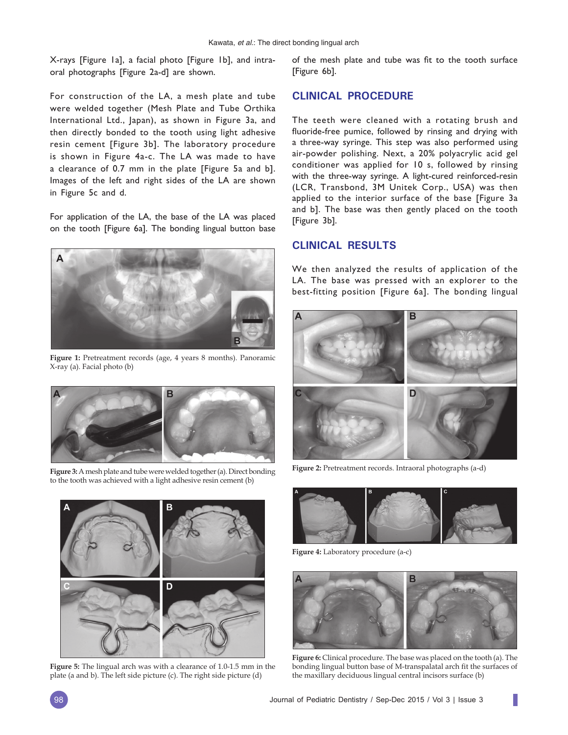X-rays [Figure 1a], a facial photo [Figure 1b], and intraoral photographs [Figure 2a-d] are shown.

For construction of the LA, a mesh plate and tube were welded together (Mesh Plate and Tube Orthika International Ltd., Japan), as shown in Figure 3a, and then directly bonded to the tooth using light adhesive resin cement [Figure 3b]. The laboratory procedure is shown in Figure 4a-c. The LA was made to have a clearance of 0.7 mm in the plate [Figure 5a and b]. Images of the left and right sides of the LA are shown in Figure 5c and d.

For application of the LA, the base of the LA was placed on the tooth [Figure 6a]. The bonding lingual button base of the mesh plate and tube was fit to the tooth surface [Figure 6b].

**Figure 1:** Pretreatment records (age, 4 years 8 months). Panoramic X-ray (a). Facial photo (b)

**Figure 3:** A mesh plate and tube were welded together (a). Direct bonding to the tooth was achieved with a light adhesive resin cement (b)

**Figure 5:** The lingual arch was with a clearance of 1.0-1.5 mm in the plate (a and b). The left side picture (c). The right side picture (d)

## CLINICAL PROCEDURE

The teeth were cleaned with a rotating brush and fluoride-free pumice, followed by rinsing and drying with a three-way syringe. This step was also performed using air-powder polishing. Next, a 20% polyacrylic acid gel conditioner was applied for 10 s, followed by rinsing with the three-way syringe. A light-cured reinforced-resin (LCR, Transbond, 3M Unitek Corp., USA) was then applied to the interior surface of the base [Figure 3a and b]. The base was then gently placed on the tooth [Figure 3b].

## CLINICAL RESULTS

We then analyzed the results of application of the LA. The base was pressed with an explorer to the best-fitting position [Figure 6a]. The bonding lingual

**Figure 2:** Pretreatment records. Intraoral photographs (a-d)

**Figure 4:** Laboratory procedure (a-c)

**Figure 6:** Clinical procedure. The base was placed on the tooth (a). The bonding lingual button base of M-transpalatal arch fit the surfaces of the maxillary deciduous lingual central incisors surface (b)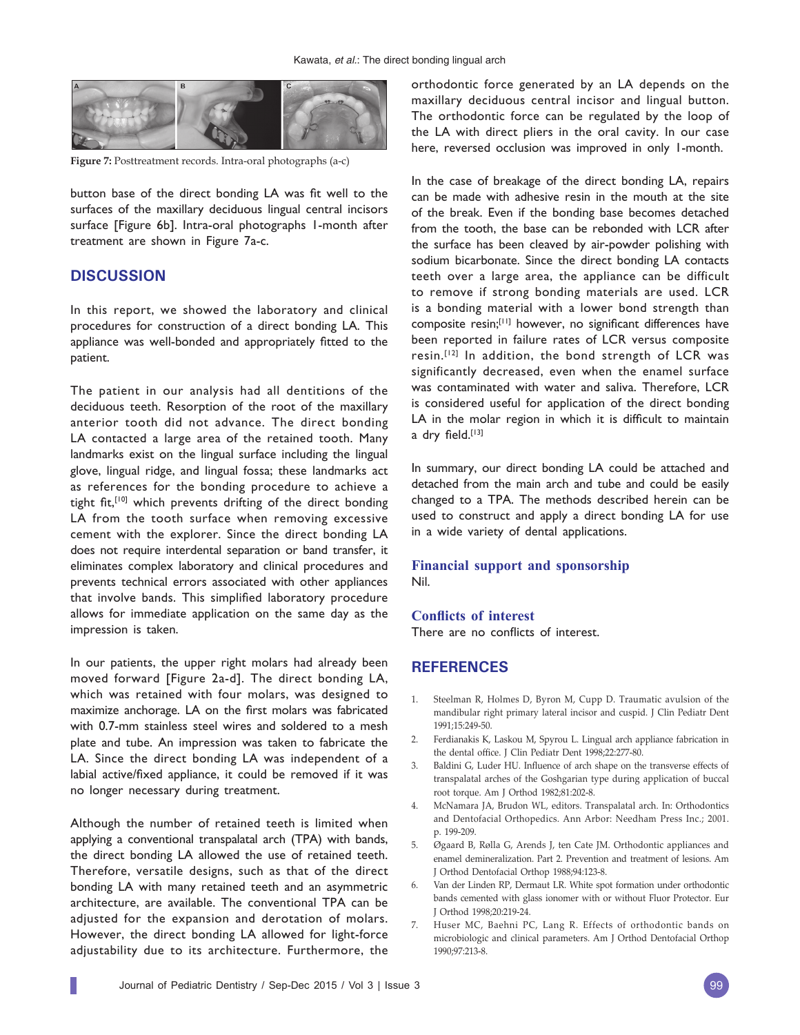Figure 7: Posttreatment records. Intra-oral photographs (a-c)

button base of the direct bonding LA was fit well to the surfaces of the maxillary deciduous lingual central incisors surface [Figure 6b]. Intra-oral photographs 1-month after treatment are shown in Figure 7a-c.

## DISCUSSION

In this report, we showed the laboratory and clinical procedures for construction of a direct bonding LA. This appliance was well-bonded and appropriately fitted to the patient.

The patient in our analysis had all dentitions of the deciduous teeth. Resorption of the root of the maxillary anterior tooth did not advance. The direct bonding LA contacted a large area of the retained tooth. Many landmarks exist on the lingual surface including the lingual glove, lingual ridge, and lingual fossa; these landmarks act as references for the bonding procedure to achieve a tight fit,[10] which prevents drifting of the direct bonding LA from the tooth surface when removing excessive cement with the explorer. Since the direct bonding LA does not require interdental separation or band transfer, it eliminates complex laboratory and clinical procedures and prevents technical errors associated with other appliances that involve bands. This simplified laboratory procedure allows for immediate application on the same day as the impression is taken.

In our patients, the upper right molars had already been moved forward [Figure 2a-d]. The direct bonding LA, which was retained with four molars, was designed to maximize anchorage. LA on the first molars was fabricated with 0.7-mm stainless steel wires and soldered to a mesh plate and tube. An impression was taken to fabricate the LA. Since the direct bonding LA was independent of a labial active/fixed appliance, it could be removed if it was no longer necessary during treatment.

Although the number of retained teeth is limited when applying a conventional transpalatal arch (TPA) with bands, the direct bonding LA allowed the use of retained teeth. Therefore, versatile designs, such as that of the direct bonding LA with many retained teeth and an asymmetric architecture, are available. The conventional TPA can be adjusted for the expansion and derotation of molars. However, the direct bonding LA allowed for light-force adjustability due to its architecture. Furthermore, the orthodontic force generated by an LA depends on the maxillary deciduous central incisor and lingual button. The orthodontic force can be regulated by the loop of the LA with direct pliers in the oral cavity. In our case here, reversed occlusion was improved in only 1-month.

In the case of breakage of the direct bonding LA, repairs can be made with adhesive resin in the mouth at the site of the break. Even if the bonding base becomes detached from the tooth, the base can be rebonded with LCR after the surface has been cleaved by air-powder polishing with sodium bicarbonate. Since the direct bonding LA contacts teeth over a large area, the appliance can be difficult to remove if strong bonding materials are used. LCR is a bonding material with a lower bond strength than composite resin;[11] however, no significant differences have been reported in failure rates of LCR versus composite resin.[12] In addition, the bond strength of LCR was significantly decreased, even when the enamel surface was contaminated with water and saliva. Therefore, LCR is considered useful for application of the direct bonding LA in the molar region in which it is difficult to maintain a dry field.[13]

In summary, our direct bonding LA could be attached and detached from the main arch and tube and could be easily changed to a TPA. The methods described herein can be used to construct and apply a direct bonding LA for use in a wide variety of dental applications.

### Financial support and sponsorship

Nil.

### Conflicts of interest

There are no conflicts of interest.

## REFERENCES

1. Steelman R, Holmes D, Byron M, Cupp D. Traumatic avulsion of the mandibular right primary lateral incisor and cuspid. J Clin Pediatr Dent 1991;15:249-50.
2. Ferdianakis K, Laskou M, Spyrou L. Lingual arch appliance fabrication in the dental office. J Clin Pediatr Dent 1998;22:277-80.
3. Baldini G, Luder HU. Influence of arch shape on the transverse effects of transpalatal arches of the Goshgarian type during application of buccal root torque. Am J Orthod 1982;81:202-8.
4. McNamara JA, Brudon WL, editors. Transpalatal arch. In: Orthodontics and Dentofacial Orthopedics. Ann Arbor: Needham Press Inc.; 2001. p. 199-209.
5. Øgaard B, Rølla G, Arends J, ten Cate JM. Orthodontic appliances and enamel demineralization. Part 2. Prevention and treatment of lesions. Am J Orthod Dentofacial Orthop 1988;94:123-8.
6. Van der Linden RP, Dermaut LR. White spot formation under orthodontic bands cemented with glass ionomer with or without Fluor Protector. Eur J Orthod 1998;20:219-24.
7. Huser MC, Baehni PC, Lang R. Effects of orthodontic bands on microbiologic and clinical parameters. Am J Orthod Dentofacial Orthop 1990;97:213-8.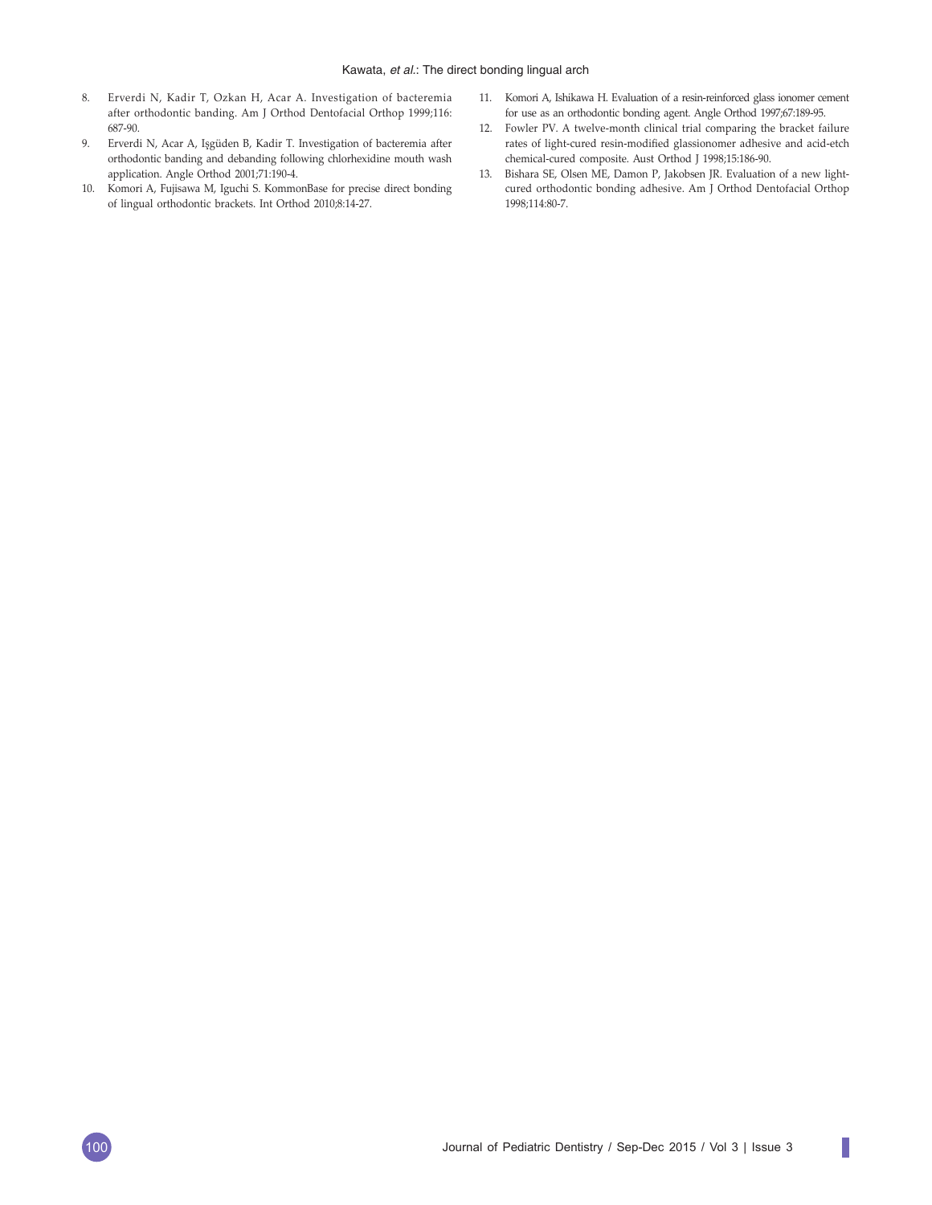8. Erverdi N, Kadir T, Ozkan H, Acar A. Investigation of bacteremia after orthodontic banding. Am J Orthod Dentofacial Orthop 1999;116: 687-90.
9. Erverdi N, Acar A, Işgüden B, Kadir T. Investigation of bacteremia after orthodontic banding and debanding following chlorhexidine mouth wash application. Angle Orthod 2001;71:190-4.
10. Komori A, Fujisawa M, Iguchi S. KommonBase for precise direct bonding of lingual orthodontic brackets. Int Orthod 2010;8:14-27.
11. Komori A, Ishikawa H. Evaluation of a resin-reinforced glass ionomer cement for use as an orthodontic bonding agent. Angle Orthod 1997;67:189-95.
12. Fowler PV. A twelve-month clinical trial comparing the bracket failure rates of light-cured resin-modified glassionomer adhesive and acid-etch chemical-cured composite. Aust Orthod J 1998;15:186-90.
13. Bishara SE, Olsen ME, Damon P, Jakobsen JR. Evaluation of a new light-cured orthodontic bonding adhesive. Am J Orthod Dentofacial Orthop 1998;114:80-7.